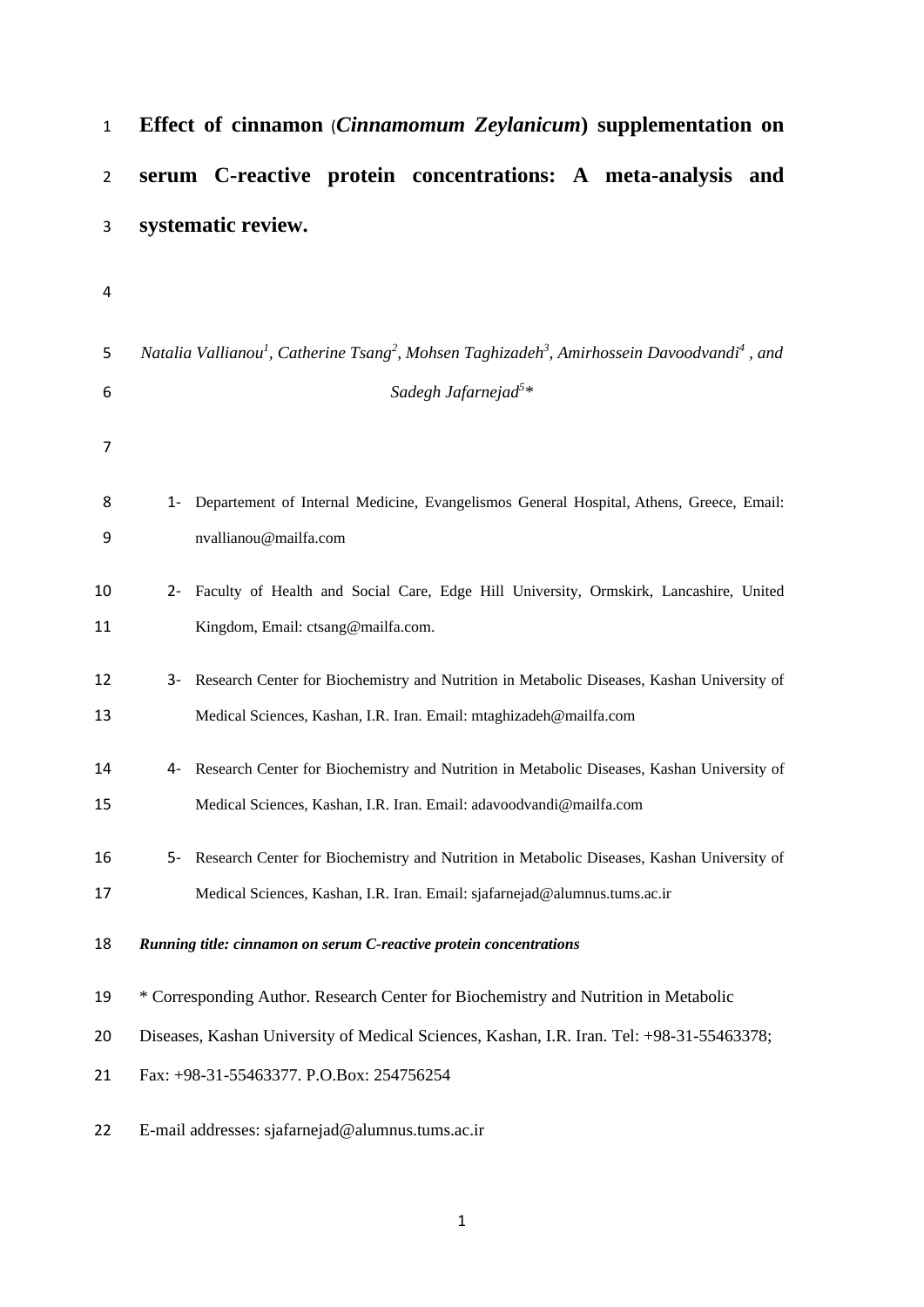# Effect of cinnamon (*Cinnamomum Zeylanicum*) supplementation on serum C-reactive protein concentrations: A meta-analysis and systematic review.

*Natalia Vallianou[1], Catherine Tsang[2], Mohsen Taghizadeh[3], Amirhossein Davoodvandi[4], and Sadegh Jafarnejad[5]\**

1- Departement of Internal Medicine, Evangelismos General Hospital, Athens, Greece, Email: nvallianou@mailfa.com

2- Faculty of Health and Social Care, Edge Hill University, Ormskirk, Lancashire, United Kingdom, Email: ctsang@mailfa.com.

3- Research Center for Biochemistry and Nutrition in Metabolic Diseases, Kashan University of Medical Sciences, Kashan, I.R. Iran. Email: mtaghizadeh@mailfa.com

4- Research Center for Biochemistry and Nutrition in Metabolic Diseases, Kashan University of Medical Sciences, Kashan, I.R. Iran. Email: adavoodvandi@mailfa.com

5- Research Center for Biochemistry and Nutrition in Metabolic Diseases, Kashan University of Medical Sciences, Kashan, I.R. Iran. Email: sjafarnejad@alumnus.tums.ac.ir

***Running title: cinnamon on serum C-reactive protein concentrations***

\* Corresponding Author. Research Center for Biochemistry and Nutrition in Metabolic Diseases, Kashan University of Medical Sciences, Kashan, I.R. Iran. Tel: +98-31-55463378; Fax: +98-31-55463377. P.O.Box: 254756254

E-mail addresses: sjafarnejad@alumnus.tums.ac.ir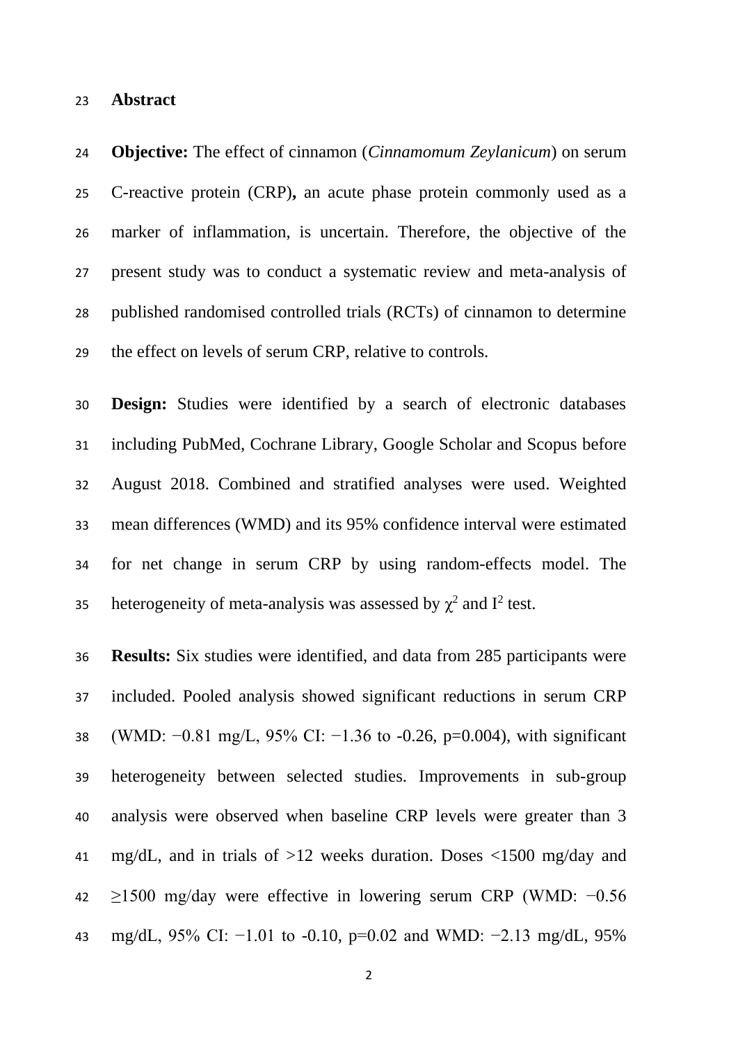## Abstract

**Objective:** The effect of cinnamon (*Cinnamomum Zeylanicum*) on serum C-reactive protein (CRP)**,** an acute phase protein commonly used as a marker of inflammation, is uncertain. Therefore, the objective of the present study was to conduct a systematic review and meta-analysis of published randomised controlled trials (RCTs) of cinnamon to determine the effect on levels of serum CRP, relative to controls.

**Design:** Studies were identified by a search of electronic databases including PubMed, Cochrane Library, Google Scholar and Scopus before August 2018. Combined and stratified analyses were used. Weighted mean differences (WMD) and its 95% confidence interval were estimated for net change in serum CRP by using random-effects model. The heterogeneity of meta-analysis was assessed by $\chi^2$ and $I^2$ test.

**Results:** Six studies were identified, and data from 285 participants were included. Pooled analysis showed significant reductions in serum CRP (WMD: −0.81 mg/L, 95% CI: −1.36 to -0.26, p=0.004), with significant heterogeneity between selected studies. Improvements in sub-group analysis were observed when baseline CRP levels were greater than 3 mg/dL, and in trials of >12 weeks duration. Doses <1500 mg/day and ≥1500 mg/day were effective in lowering serum CRP (WMD: −0.56 mg/dL, 95% CI: −1.01 to -0.10, p=0.02 and WMD: −2.13 mg/dL, 95%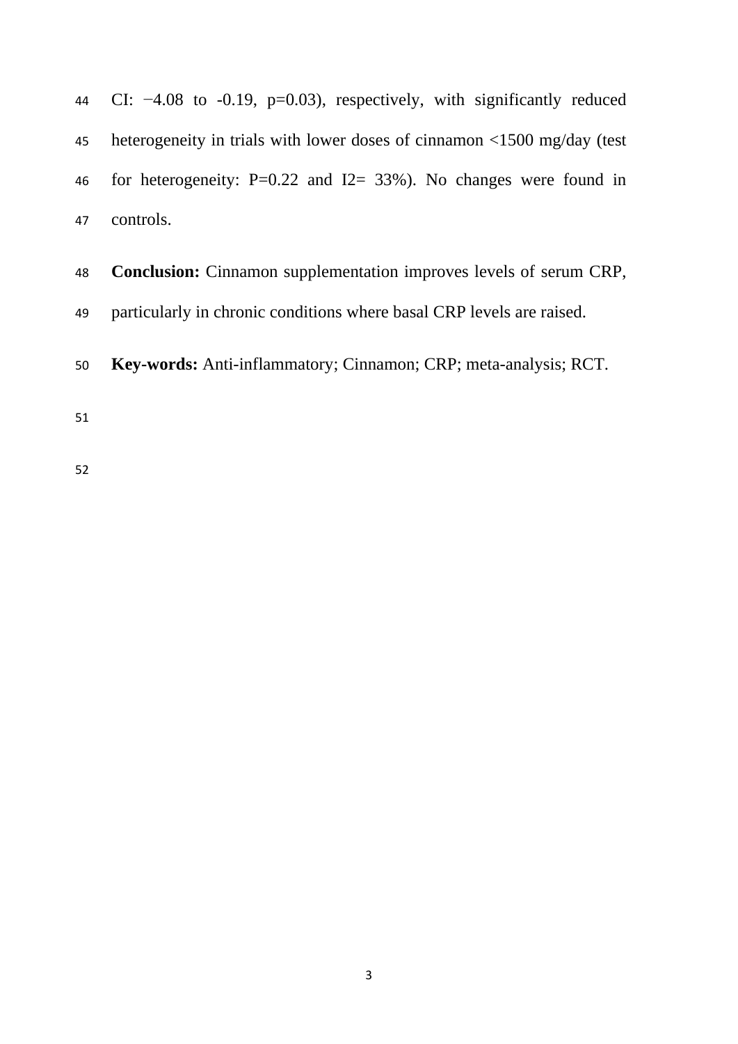CI: −4.08 to -0.19, $p=0.03$), respectively, with significantly reduced heterogeneity in trials with lower doses of cinnamon <1500 mg/day (test for heterogeneity: $P=0.22$ and $I^2= 33\%$). No changes were found in controls.

**Conclusion:** Cinnamon supplementation improves levels of serum CRP, particularly in chronic conditions where basal CRP levels are raised.

**Key-words:** Anti-inflammatory; Cinnamon; CRP; meta-analysis; RCT.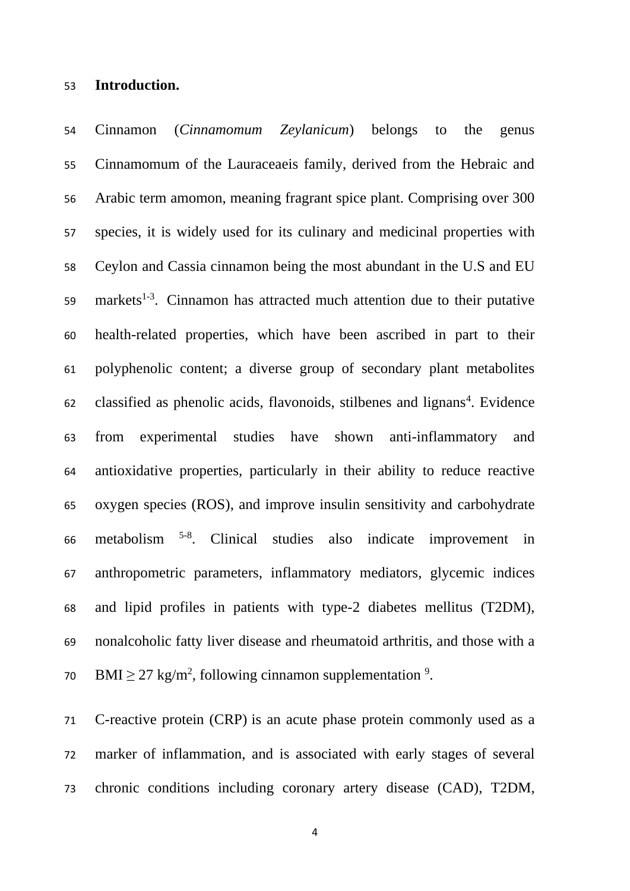## Introduction.

Cinnamon (*Cinnamomum Zeylanicum*) belongs to the genus Cinnamomum of the Lauraceaeis family, derived from the Hebraic and Arabic term amomon, meaning fragrant spice plant. Comprising over 300 species, it is widely used for its culinary and medicinal properties with Ceylon and Cassia cinnamon being the most abundant in the U.S and EU markets[1-3]. Cinnamon has attracted much attention due to their putative health-related properties, which have been ascribed in part to their polyphenolic content; a diverse group of secondary plant metabolites classified as phenolic acids, flavonoids, stilbenes and lignans[4]. Evidence from experimental studies have shown anti-inflammatory and antioxidative properties, particularly in their ability to reduce reactive oxygen species (ROS), and improve insulin sensitivity and carbohydrate metabolism [5-8]. Clinical studies also indicate improvement in anthropometric parameters, inflammatory mediators, glycemic indices and lipid profiles in patients with type-2 diabetes mellitus (T2DM), nonalcoholic fatty liver disease and rheumatoid arthritis, and those with a BMI ≥ 27 kg/m$^2$, following cinnamon supplementation [9].

C-reactive protein (CRP) is an acute phase protein commonly used as a marker of inflammation, and is associated with early stages of several chronic conditions including coronary artery disease (CAD), T2DM,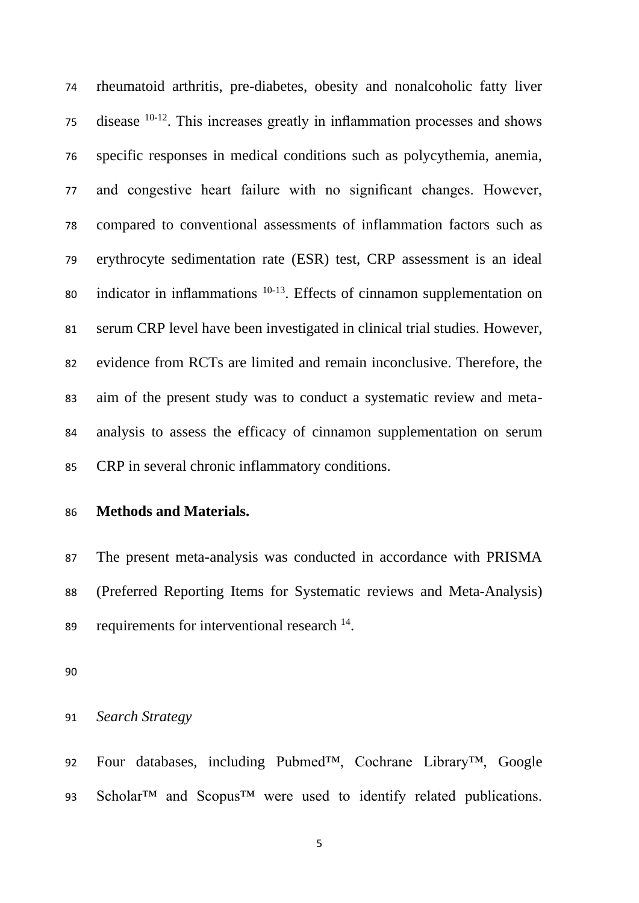rheumatoid arthritis, pre-diabetes, obesity and nonalcoholic fatty liver disease [10-12]. This increases greatly in inflammation processes and shows specific responses in medical conditions such as polycythemia, anemia, and congestive heart failure with no significant changes. However, compared to conventional assessments of inflammation factors such as erythrocyte sedimentation rate (ESR) test, CRP assessment is an ideal indicator in inflammations [10-13]. Effects of cinnamon supplementation on serum CRP level have been investigated in clinical trial studies. However, evidence from RCTs are limited and remain inconclusive. Therefore, the aim of the present study was to conduct a systematic review and meta-analysis to assess the efficacy of cinnamon supplementation on serum CRP in several chronic inflammatory conditions.

## Methods and Materials.

The present meta-analysis was conducted in accordance with PRISMA (Preferred Reporting Items for Systematic reviews and Meta-Analysis) requirements for interventional research [14].

### *Search Strategy*

Four databases, including Pubmed™, Cochrane Library™, Google Scholar™ and Scopus™ were used to identify related publications.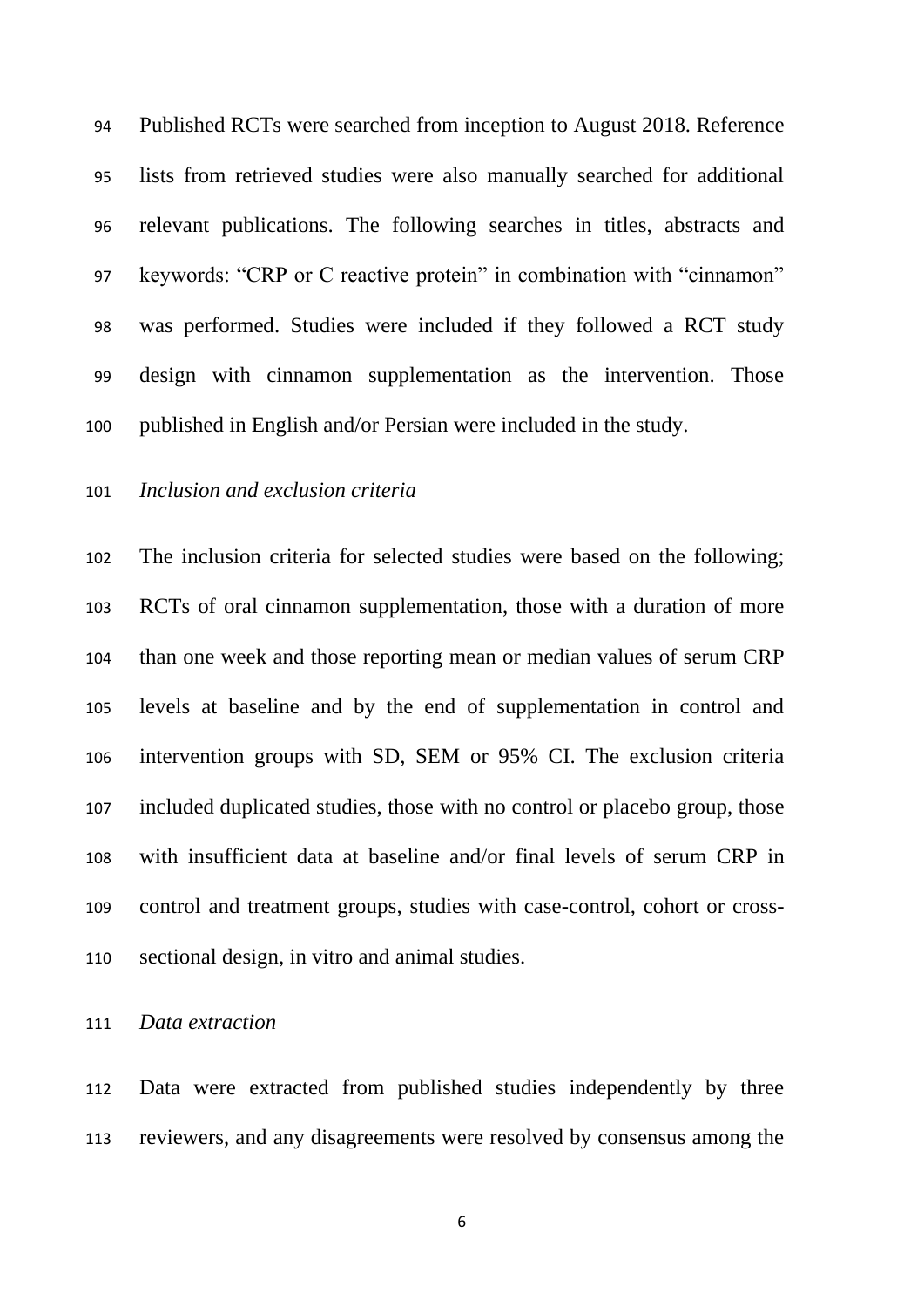Published RCTs were searched from inception to August 2018. Reference lists from retrieved studies were also manually searched for additional relevant publications. The following searches in titles, abstracts and keywords: "CRP or C reactive protein" in combination with "cinnamon" was performed. Studies were included if they followed a RCT study design with cinnamon supplementation as the intervention. Those published in English and/or Persian were included in the study.

*Inclusion and exclusion criteria*

The inclusion criteria for selected studies were based on the following; RCTs of oral cinnamon supplementation, those with a duration of more than one week and those reporting mean or median values of serum CRP levels at baseline and by the end of supplementation in control and intervention groups with SD, SEM or 95% CI. The exclusion criteria included duplicated studies, those with no control or placebo group, those with insufficient data at baseline and/or final levels of serum CRP in control and treatment groups, studies with case-control, cohort or cross-sectional design, in vitro and animal studies.

*Data extraction*

Data were extracted from published studies independently by three reviewers, and any disagreements were resolved by consensus among the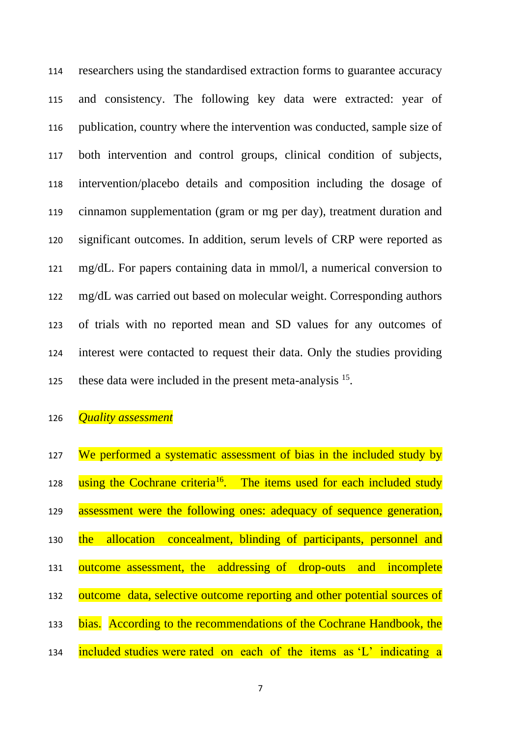researchers using the standardised extraction forms to guarantee accuracy and consistency. The following key data were extracted: year of publication, country where the intervention was conducted, sample size of both intervention and control groups, clinical condition of subjects, intervention/placebo details and composition including the dosage of cinnamon supplementation (gram or mg per day), treatment duration and significant outcomes. In addition, serum levels of CRP were reported as mg/dL. For papers containing data in mmol/l, a numerical conversion to mg/dL was carried out based on molecular weight. Corresponding authors of trials with no reported mean and SD values for any outcomes of interest were contacted to request their data. Only the studies providing these data were included in the present meta-analysis [15].

### *Quality assessment*

We performed a systematic assessment of bias in the included study by using the Cochrane criteria[16]. The items used for each included study assessment were the following ones: adequacy of sequence generation, the allocation concealment, blinding of participants, personnel and outcome assessment, the addressing of drop-outs and incomplete outcome data, selective outcome reporting and other potential sources of bias. According to the recommendations of the Cochrane Handbook, the included studies were rated on each of the items as 'L' indicating a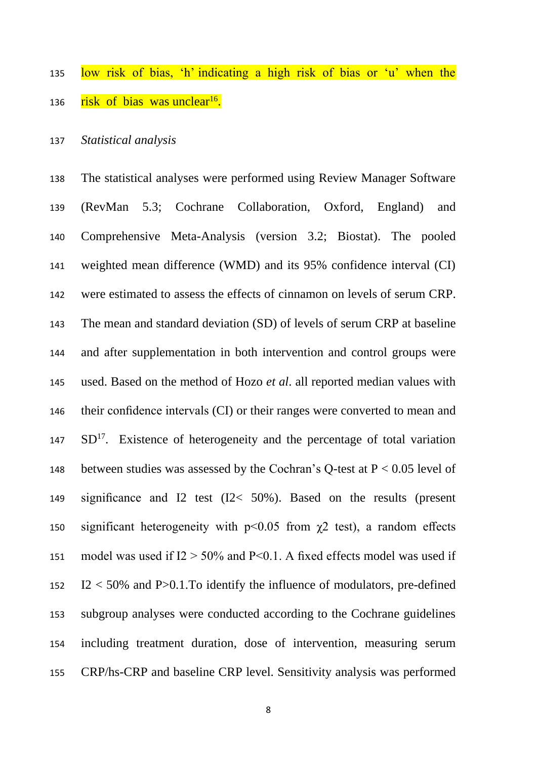low risk of bias, 'h' indicating a high risk of bias or 'u' when the risk of bias was unclear[16].

*Statistical analysis*

The statistical analyses were performed using Review Manager Software (RevMan 5.3; Cochrane Collaboration, Oxford, England) and Comprehensive Meta-Analysis (version 3.2; Biostat). The pooled weighted mean difference (WMD) and its 95% confidence interval (CI) were estimated to assess the effects of cinnamon on levels of serum CRP. The mean and standard deviation (SD) of levels of serum CRP at baseline and after supplementation in both intervention and control groups were used. Based on the method of Hozo *et al*. all reported median values with their confidence intervals (CI) or their ranges were converted to mean and SD[17]. Existence of heterogeneity and the percentage of total variation between studies was assessed by the Cochran's Q-test at $P < 0.05$ level of significance and I2 test ($I2 < 50\%$). Based on the results (present significant heterogeneity with $p<0.05$ from $\chi2$ test), a random effects model was used if $I2 > 50\%$ and $P<0.1$. A fixed effects model was used if $I2 < 50\%$ and $P>0.1$.To identify the influence of modulators, pre-defined subgroup analyses were conducted according to the Cochrane guidelines including treatment duration, dose of intervention, measuring serum CRP/hs-CRP and baseline CRP level. Sensitivity analysis was performed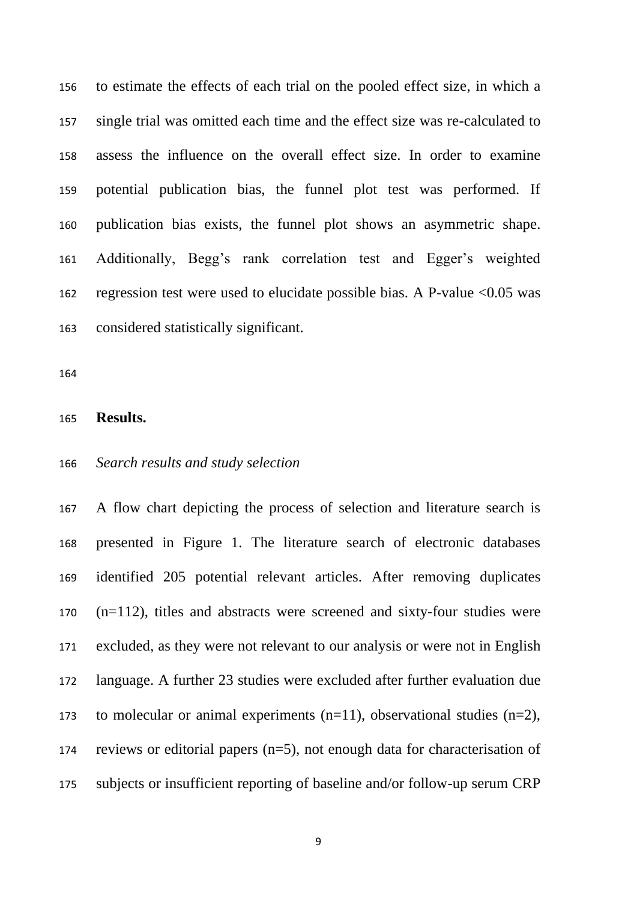to estimate the effects of each trial on the pooled effect size, in which a single trial was omitted each time and the effect size was re-calculated to assess the influence on the overall effect size. In order to examine potential publication bias, the funnel plot test was performed. If publication bias exists, the funnel plot shows an asymmetric shape. Additionally, Begg's rank correlation test and Egger's weighted regression test were used to elucidate possible bias. A P-value <0.05 was considered statistically significant.

## Results.

### *Search results and study selection*

A flow chart depicting the process of selection and literature search is presented in Figure 1. The literature search of electronic databases identified 205 potential relevant articles. After removing duplicates (n=112), titles and abstracts were screened and sixty-four studies were excluded, as they were not relevant to our analysis or were not in English language. A further 23 studies were excluded after further evaluation due to molecular or animal experiments (n=11), observational studies (n=2), reviews or editorial papers (n=5), not enough data for characterisation of subjects or insufficient reporting of baseline and/or follow-up serum CRP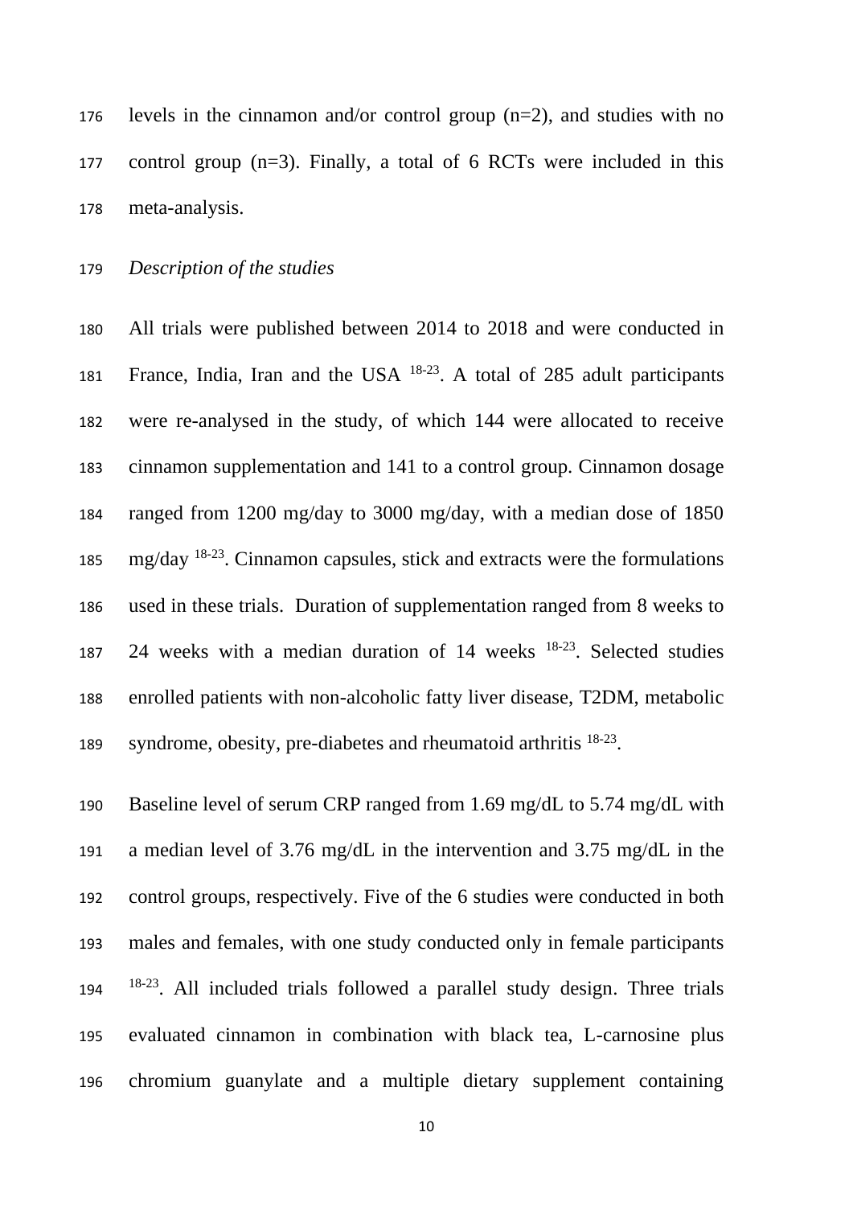levels in the cinnamon and/or control group (n=2), and studies with no control group (n=3). Finally, a total of 6 RCTs were included in this meta-analysis.

*Description of the studies*

All trials were published between 2014 to 2018 and were conducted in France, India, Iran and the USA [18-23]. A total of 285 adult participants were re-analysed in the study, of which 144 were allocated to receive cinnamon supplementation and 141 to a control group. Cinnamon dosage ranged from 1200 mg/day to 3000 mg/day, with a median dose of 1850 mg/day [18-23]. Cinnamon capsules, stick and extracts were the formulations used in these trials. Duration of supplementation ranged from 8 weeks to 24 weeks with a median duration of 14 weeks [18-23]. Selected studies enrolled patients with non-alcoholic fatty liver disease, T2DM, metabolic syndrome, obesity, pre-diabetes and rheumatoid arthritis [18-23].

Baseline level of serum CRP ranged from 1.69 mg/dL to 5.74 mg/dL with a median level of 3.76 mg/dL in the intervention and 3.75 mg/dL in the control groups, respectively. Five of the 6 studies were conducted in both males and females, with one study conducted only in female participants [18-23]. All included trials followed a parallel study design. Three trials evaluated cinnamon in combination with black tea, L-carnosine plus chromium guanylate and a multiple dietary supplement containing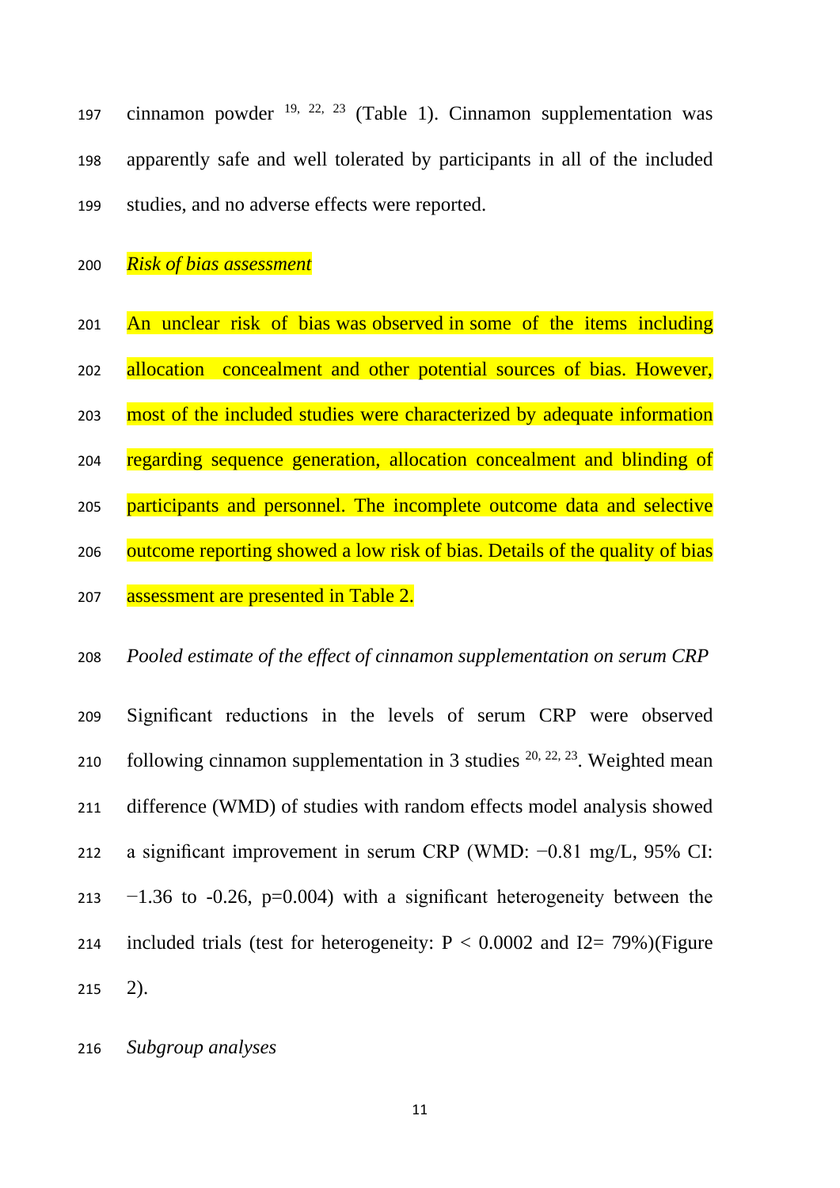cinnamon powder [19, 22, 23] (Table 1). Cinnamon supplementation was apparently safe and well tolerated by participants in all of the included studies, and no adverse effects were reported.

*Risk of bias assessment*

An unclear risk of bias was observed in some of the items including allocation concealment and other potential sources of bias. However, most of the included studies were characterized by adequate information regarding sequence generation, allocation concealment and blinding of participants and personnel. The incomplete outcome data and selective outcome reporting showed a low risk of bias. Details of the quality of bias assessment are presented in Table 2.

*Pooled estimate of the effect of cinnamon supplementation on serum CRP*

Significant reductions in the levels of serum CRP were observed following cinnamon supplementation in 3 studies [20, 22, 23]. Weighted mean difference (WMD) of studies with random effects model analysis showed a significant improvement in serum CRP (WMD: −0.81 mg/L, 95% CI: −1.36 to -0.26, $p=0.004$) with a significant heterogeneity between the included trials (test for heterogeneity: $P < 0.0002$ and $I2= 79\%$)(Figure 2).

*Subgroup analyses*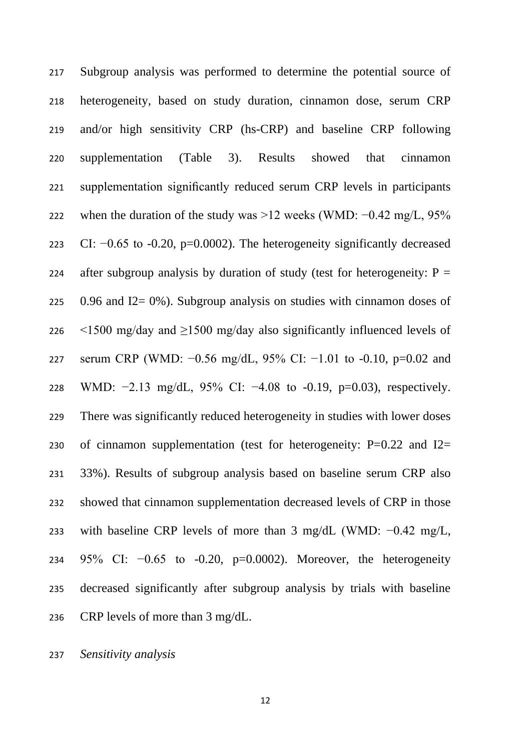Subgroup analysis was performed to determine the potential source of heterogeneity, based on study duration, cinnamon dose, serum CRP and/or high sensitivity CRP (hs-CRP) and baseline CRP following supplementation (Table 3). Results showed that cinnamon supplementation significantly reduced serum CRP levels in participants when the duration of the study was >12 weeks (WMD: −0.42 mg/L, 95% CI: −0.65 to -0.20, p=0.0002). The heterogeneity significantly decreased after subgroup analysis by duration of study (test for heterogeneity: P = 0.96 and I2= 0%). Subgroup analysis on studies with cinnamon doses of <1500 mg/day and ≥1500 mg/day also significantly influenced levels of serum CRP (WMD: −0.56 mg/dL, 95% CI: −1.01 to -0.10, p=0.02 and WMD: −2.13 mg/dL, 95% CI: −4.08 to -0.19, p=0.03), respectively. There was significantly reduced heterogeneity in studies with lower doses of cinnamon supplementation (test for heterogeneity: P=0.22 and I2= 33%). Results of subgroup analysis based on baseline serum CRP also showed that cinnamon supplementation decreased levels of CRP in those with baseline CRP levels of more than 3 mg/dL (WMD: −0.42 mg/L, 95% CI: −0.65 to -0.20, p=0.0002). Moreover, the heterogeneity decreased significantly after subgroup analysis by trials with baseline CRP levels of more than 3 mg/dL.

*Sensitivity analysis*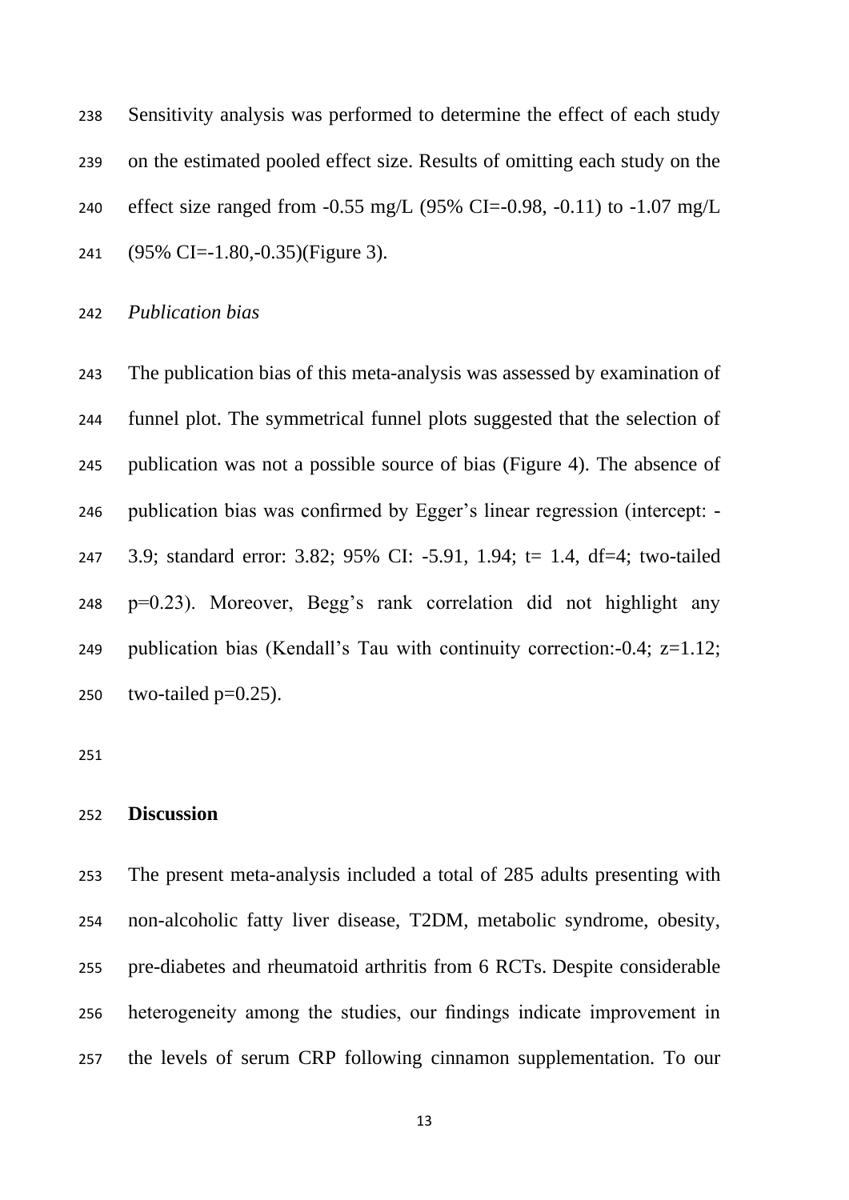Sensitivity analysis was performed to determine the effect of each study on the estimated pooled effect size. Results of omitting each study on the effect size ranged from -0.55 mg/L (95% CI=-0.98, -0.11) to -1.07 mg/L (95% CI=-1.80,-0.35)(Figure 3).

*Publication bias*

The publication bias of this meta-analysis was assessed by examination of funnel plot. The symmetrical funnel plots suggested that the selection of publication was not a possible source of bias (Figure 4). The absence of publication bias was confirmed by Egger's linear regression (intercept: -3.9; standard error: 3.82; 95% CI: -5.91, 1.94; t= 1.4, df=4; two-tailed p=0.23). Moreover, Begg's rank correlation did not highlight any publication bias (Kendall's Tau with continuity correction:-0.4; z=1.12; two-tailed p=0.25).

## Discussion

The present meta-analysis included a total of 285 adults presenting with non-alcoholic fatty liver disease, T2DM, metabolic syndrome, obesity, pre-diabetes and rheumatoid arthritis from 6 RCTs. Despite considerable heterogeneity among the studies, our findings indicate improvement in the levels of serum CRP following cinnamon supplementation. To our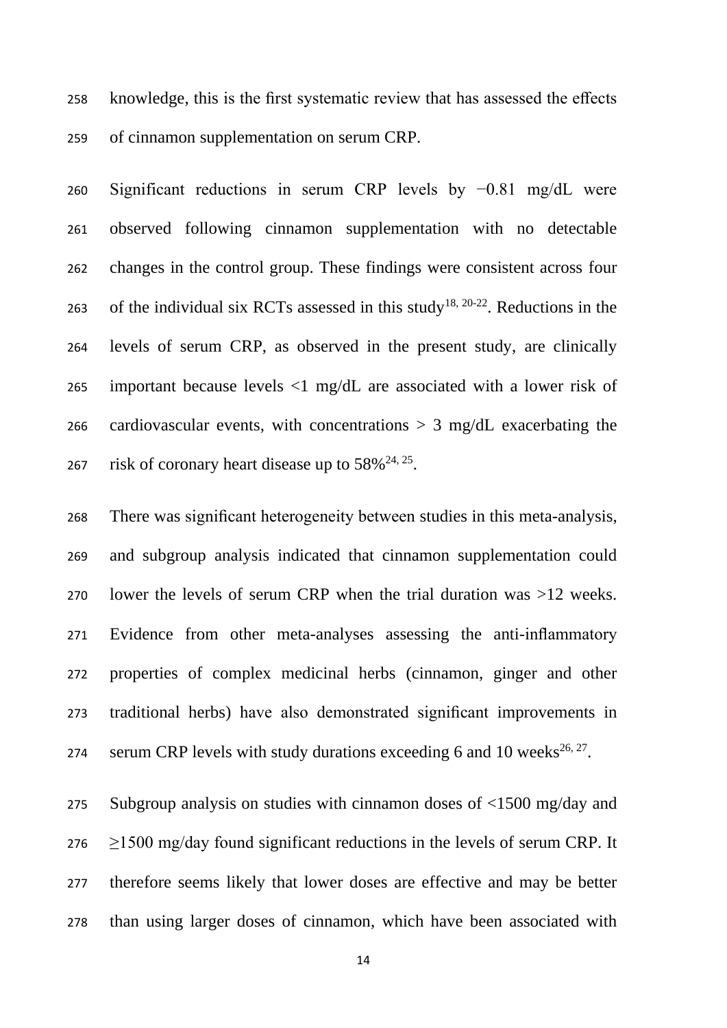knowledge, this is the first systematic review that has assessed the effects of cinnamon supplementation on serum CRP.

Significant reductions in serum CRP levels by −0.81 mg/dL were observed following cinnamon supplementation with no detectable changes in the control group. These findings were consistent across four of the individual six RCTs assessed in this study[18, 20-22]. Reductions in the levels of serum CRP, as observed in the present study, are clinically important because levels <1 mg/dL are associated with a lower risk of cardiovascular events, with concentrations > 3 mg/dL exacerbating the risk of coronary heart disease up to 58%[24, 25].

There was significant heterogeneity between studies in this meta-analysis, and subgroup analysis indicated that cinnamon supplementation could lower the levels of serum CRP when the trial duration was >12 weeks. Evidence from other meta-analyses assessing the anti-inflammatory properties of complex medicinal herbs (cinnamon, ginger and other traditional herbs) have also demonstrated significant improvements in serum CRP levels with study durations exceeding 6 and 10 weeks[26, 27].

Subgroup analysis on studies with cinnamon doses of <1500 mg/day and ≥1500 mg/day found significant reductions in the levels of serum CRP. It therefore seems likely that lower doses are effective and may be better than using larger doses of cinnamon, which have been associated with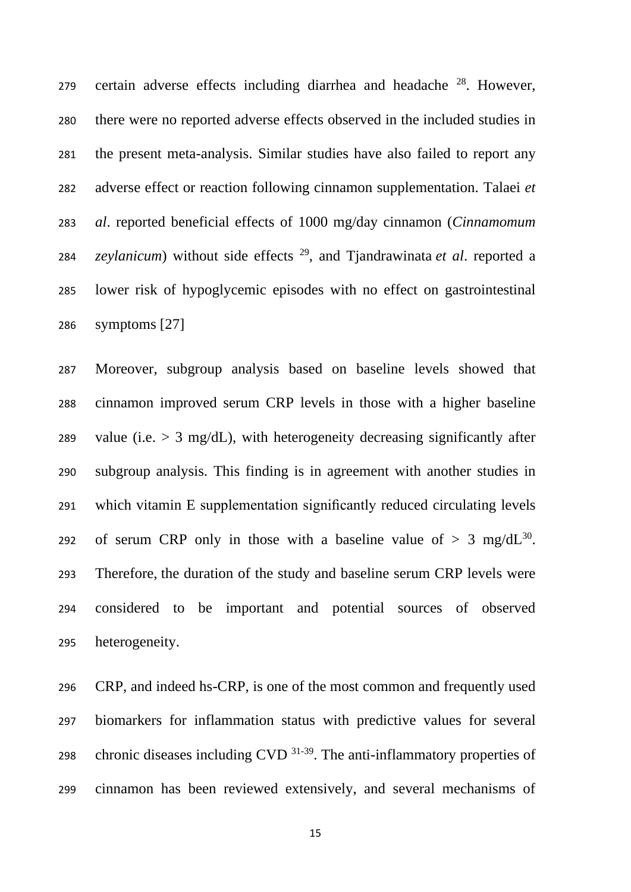certain adverse effects including diarrhea and headache [28]. However, there were no reported adverse effects observed in the included studies in the present meta-analysis. Similar studies have also failed to report any adverse effect or reaction following cinnamon supplementation. Talaei *et al*. reported beneficial effects of 1000 mg/day cinnamon (*Cinnamomum zeylanicum*) without side effects [29], and Tjandrawinata *et al*. reported a lower risk of hypoglycemic episodes with no effect on gastrointestinal symptoms [27]

Moreover, subgroup analysis based on baseline levels showed that cinnamon improved serum CRP levels in those with a higher baseline value (i.e. > 3 mg/dL), with heterogeneity decreasing significantly after subgroup analysis. This finding is in agreement with another studies in which vitamin E supplementation significantly reduced circulating levels of serum CRP only in those with a baseline value of > 3 mg/dL[30]. Therefore, the duration of the study and baseline serum CRP levels were considered to be important and potential sources of observed heterogeneity.

CRP, and indeed hs-CRP, is one of the most common and frequently used biomarkers for inflammation status with predictive values for several chronic diseases including CVD [31-39]. The anti-inflammatory properties of cinnamon has been reviewed extensively, and several mechanisms of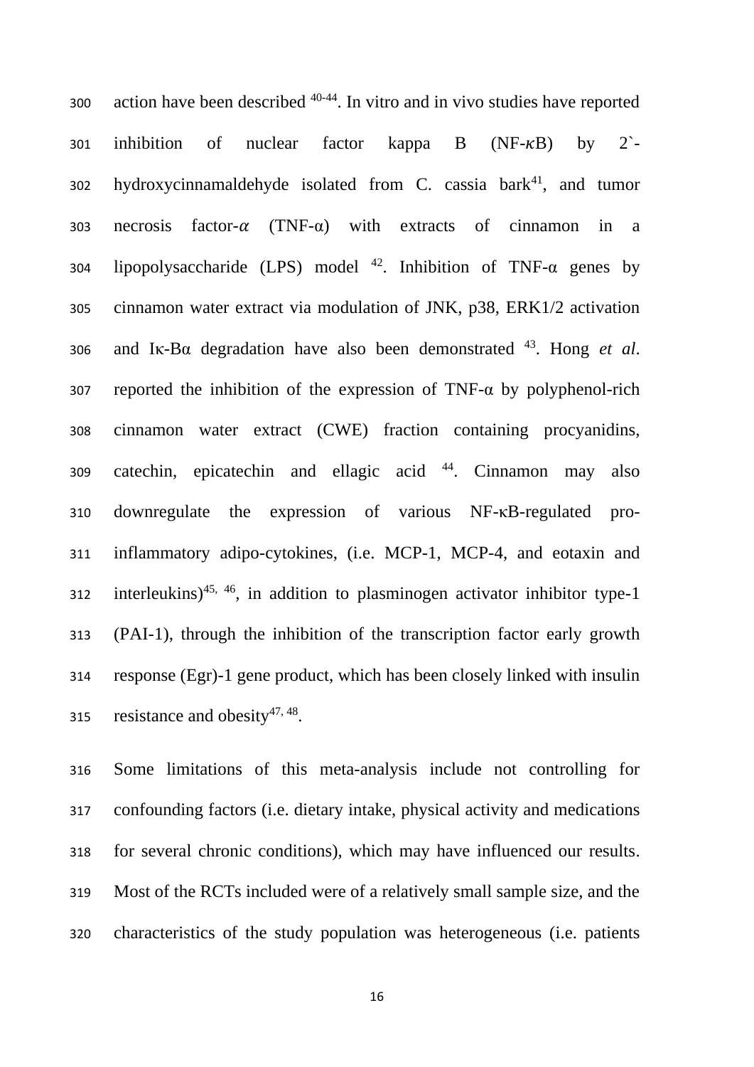action have been described [40-44]. In vitro and in vivo studies have reported inhibition of nuclear factor kappa B (NF-$\kappa$B) by 2`-hydroxycinnamaldehyde isolated from C. cassia bark[41], and tumor necrosis factor-$\alpha$ (TNF-α) with extracts of cinnamon in a lipopolysaccharide (LPS) model [42]. Inhibition of TNF-α genes by cinnamon water extract via modulation of JNK, p38, ERK1/2 activation and Iκ-Bα degradation have also been demonstrated [43]. Hong *et al*. reported the inhibition of the expression of TNF-α by polyphenol-rich cinnamon water extract (CWE) fraction containing procyanidins, catechin, epicatechin and ellagic acid [44]. Cinnamon may also downregulate the expression of various NF-κB-regulated pro-inflammatory adipo-cytokines, (i.e. MCP-1, MCP-4, and eotaxin and interleukins)[45, 46], in addition to plasminogen activator inhibitor type-1 (PAI-1), through the inhibition of the transcription factor early growth response (Egr)-1 gene product, which has been closely linked with insulin resistance and obesity[47, 48].

Some limitations of this meta-analysis include not controlling for confounding factors (i.e. dietary intake, physical activity and medications for several chronic conditions), which may have influenced our results. Most of the RCTs included were of a relatively small sample size, and the characteristics of the study population was heterogeneous (i.e. patients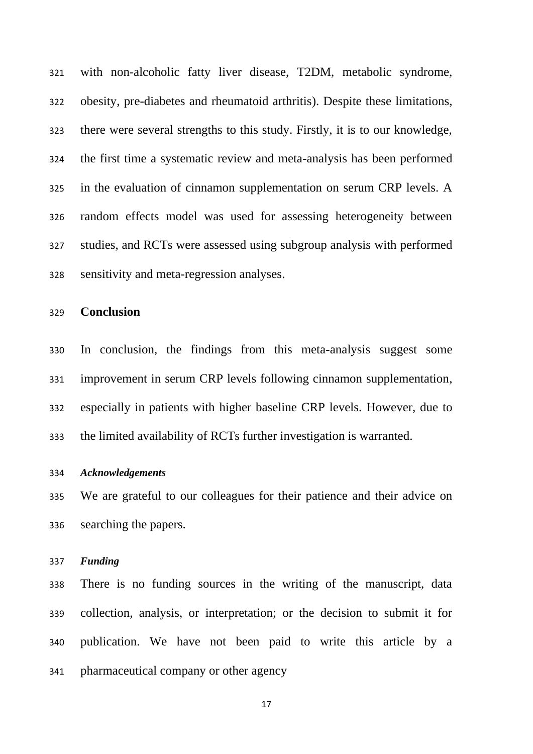with non-alcoholic fatty liver disease, T2DM, metabolic syndrome, obesity, pre-diabetes and rheumatoid arthritis). Despite these limitations, there were several strengths to this study. Firstly, it is to our knowledge, the first time a systematic review and meta-analysis has been performed in the evaluation of cinnamon supplementation on serum CRP levels. A random effects model was used for assessing heterogeneity between studies, and RCTs were assessed using subgroup analysis with performed sensitivity and meta-regression analyses.

## Conclusion

In conclusion, the findings from this meta-analysis suggest some improvement in serum CRP levels following cinnamon supplementation, especially in patients with higher baseline CRP levels. However, due to the limited availability of RCTs further investigation is warranted.

***Acknowledgements***

We are grateful to our colleagues for their patience and their advice on searching the papers.

***Funding***

There is no funding sources in the writing of the manuscript, data collection, analysis, or interpretation; or the decision to submit it for publication. We have not been paid to write this article by a pharmaceutical company or other agency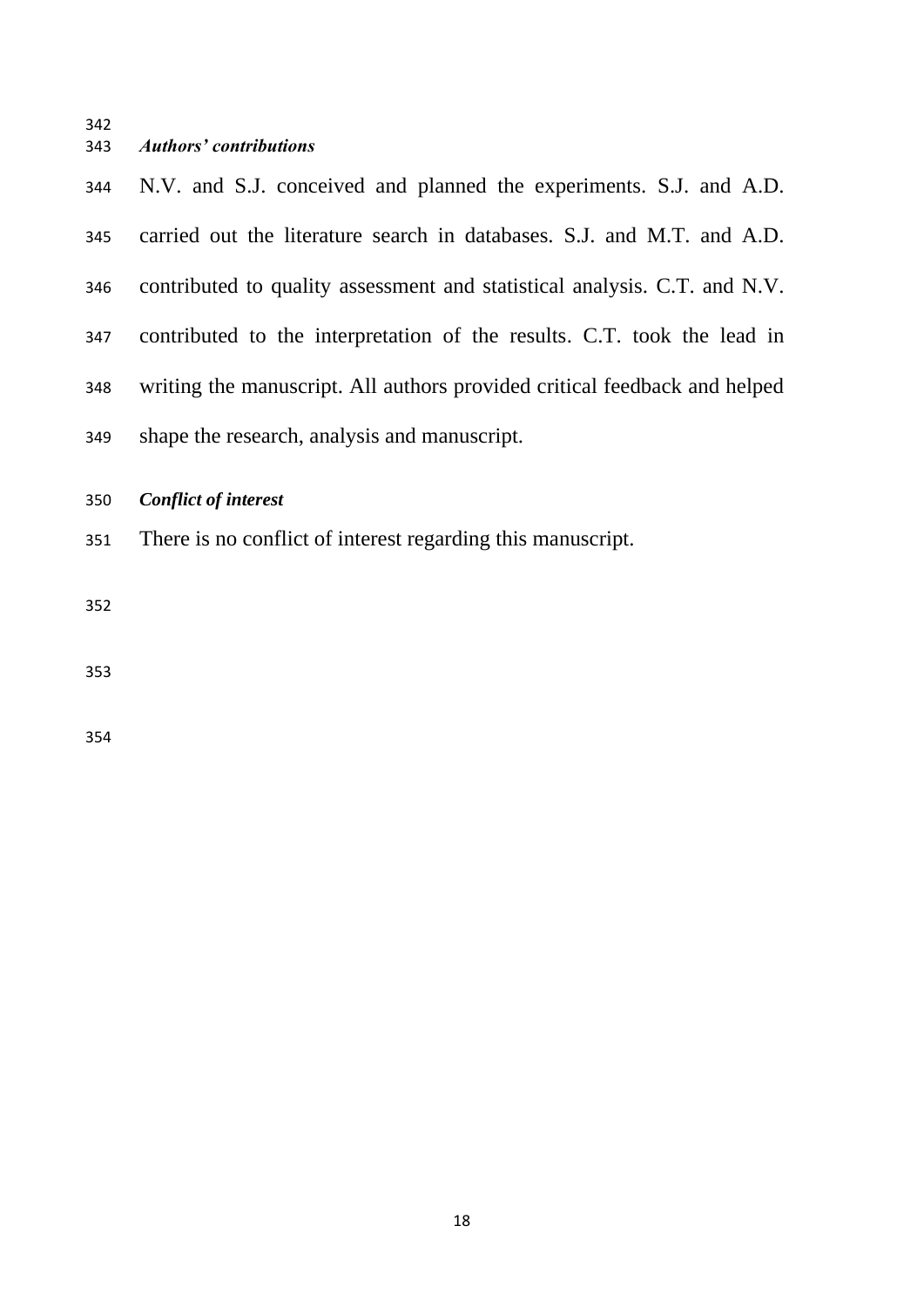***Authors' contributions***

N.V. and S.J. conceived and planned the experiments. S.J. and A.D. carried out the literature search in databases. S.J. and M.T. and A.D. contributed to quality assessment and statistical analysis. C.T. and N.V. contributed to the interpretation of the results. C.T. took the lead in writing the manuscript. All authors provided critical feedback and helped shape the research, analysis and manuscript.

***Conflict of interest***

There is no conflict of interest regarding this manuscript.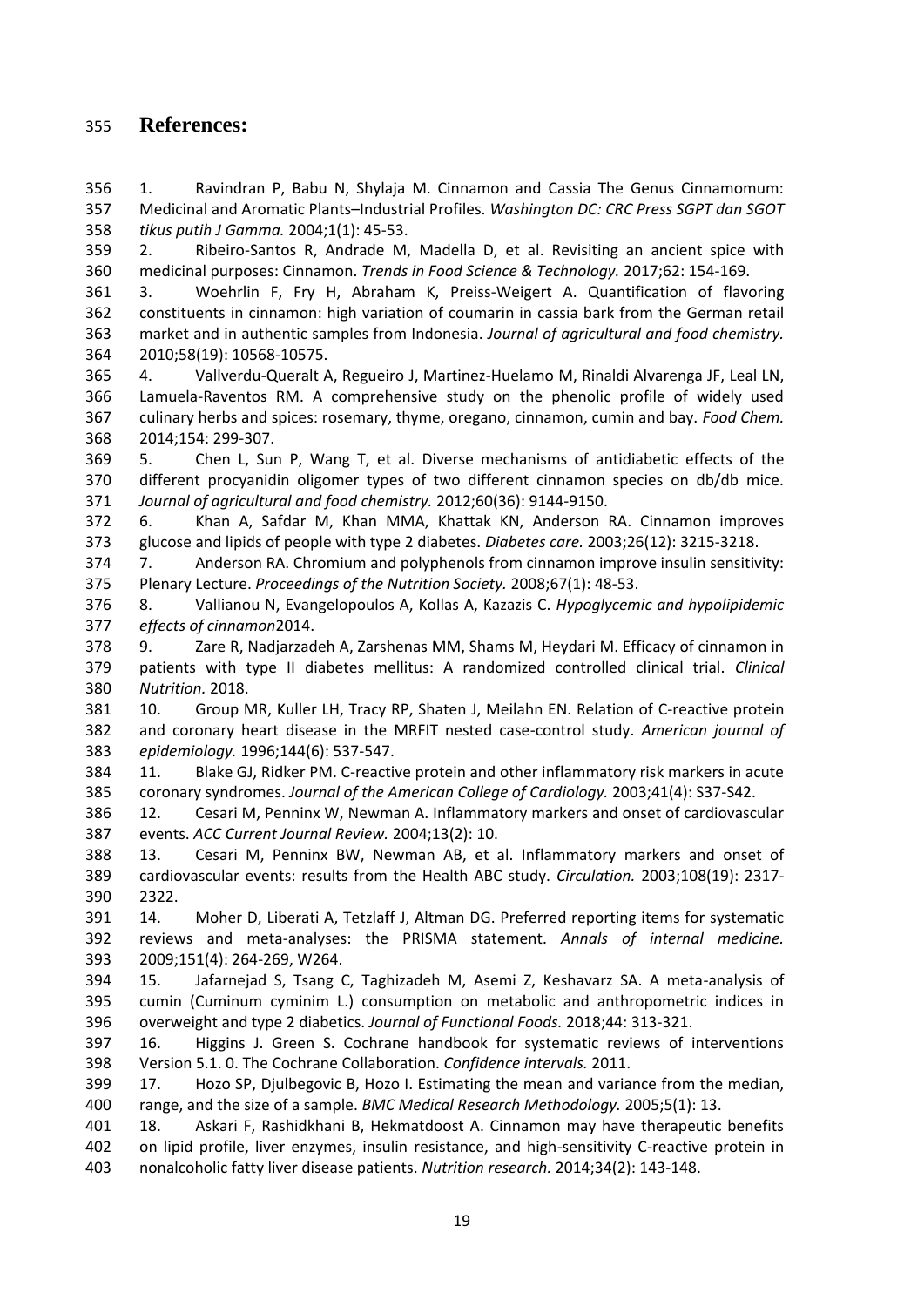## References:

1. Ravindran P, Babu N, Shylaja M. Cinnamon and Cassia The Genus Cinnamomum: Medicinal and Aromatic Plants–Industrial Profiles. *Washington DC: CRC Press SGPT dan SGOT tikus putih J Gamma.* 2004;1(1): 45-53.
2. Ribeiro-Santos R, Andrade M, Madella D, et al. Revisiting an ancient spice with medicinal purposes: Cinnamon. *Trends in Food Science & Technology.* 2017;62: 154-169.
3. Woehrlin F, Fry H, Abraham K, Preiss-Weigert A. Quantification of flavoring constituents in cinnamon: high variation of coumarin in cassia bark from the German retail market and in authentic samples from Indonesia. *Journal of agricultural and food chemistry.* 2010;58(19): 10568-10575.
4. Vallverdu-Queralt A, Regueiro J, Martinez-Huelamo M, Rinaldi Alvarenga JF, Leal LN, Lamuela-Raventos RM. A comprehensive study on the phenolic profile of widely used culinary herbs and spices: rosemary, thyme, oregano, cinnamon, cumin and bay. *Food Chem.* 2014;154: 299-307.
5. Chen L, Sun P, Wang T, et al. Diverse mechanisms of antidiabetic effects of the different procyanidin oligomer types of two different cinnamon species on db/db mice. *Journal of agricultural and food chemistry.* 2012;60(36): 9144-9150.
6. Khan A, Safdar M, Khan MMA, Khattak KN, Anderson RA. Cinnamon improves glucose and lipids of people with type 2 diabetes. *Diabetes care.* 2003;26(12): 3215-3218.
7. Anderson RA. Chromium and polyphenols from cinnamon improve insulin sensitivity: Plenary Lecture. *Proceedings of the Nutrition Society.* 2008;67(1): 48-53.
8. Vallianou N, Evangelopoulos A, Kollas A, Kazazis C. *Hypoglycemic and hypolipidemic effects of cinnamon*2014.
9. Zare R, Nadjarzadeh A, Zarshenas MM, Shams M, Heydari M. Efficacy of cinnamon in patients with type II diabetes mellitus: A randomized controlled clinical trial. *Clinical Nutrition.* 2018.
10. Group MR, Kuller LH, Tracy RP, Shaten J, Meilahn EN. Relation of C-reactive protein and coronary heart disease in the MRFIT nested case-control study. *American journal of epidemiology.* 1996;144(6): 537-547.
11. Blake GJ, Ridker PM. C-reactive protein and other inflammatory risk markers in acute coronary syndromes. *Journal of the American College of Cardiology.* 2003;41(4): S37-S42.
12. Cesari M, Penninx W, Newman A. Inflammatory markers and onset of cardiovascular events. *ACC Current Journal Review.* 2004;13(2): 10.
13. Cesari M, Penninx BW, Newman AB, et al. Inflammatory markers and onset of cardiovascular events: results from the Health ABC study. *Circulation.* 2003;108(19): 2317-2322.
14. Moher D, Liberati A, Tetzlaff J, Altman DG. Preferred reporting items for systematic reviews and meta-analyses: the PRISMA statement. *Annals of internal medicine.* 2009;151(4): 264-269, W264.
15. Jafarnejad S, Tsang C, Taghizadeh M, Asemi Z, Keshavarz SA. A meta-analysis of cumin (Cuminum cyminim L.) consumption on metabolic and anthropometric indices in overweight and type 2 diabetics. *Journal of Functional Foods.* 2018;44: 313-321.
16. Higgins J. Green S. Cochrane handbook for systematic reviews of interventions Version 5.1. 0. The Cochrane Collaboration. *Confidence intervals.* 2011.
17. Hozo SP, Djulbegovic B, Hozo I. Estimating the mean and variance from the median, range, and the size of a sample. *BMC Medical Research Methodology.* 2005;5(1): 13.
18. Askari F, Rashidkhani B, Hekmatdoost A. Cinnamon may have therapeutic benefits on lipid profile, liver enzymes, insulin resistance, and high-sensitivity C-reactive protein in nonalcoholic fatty liver disease patients. *Nutrition research.* 2014;34(2): 143-148.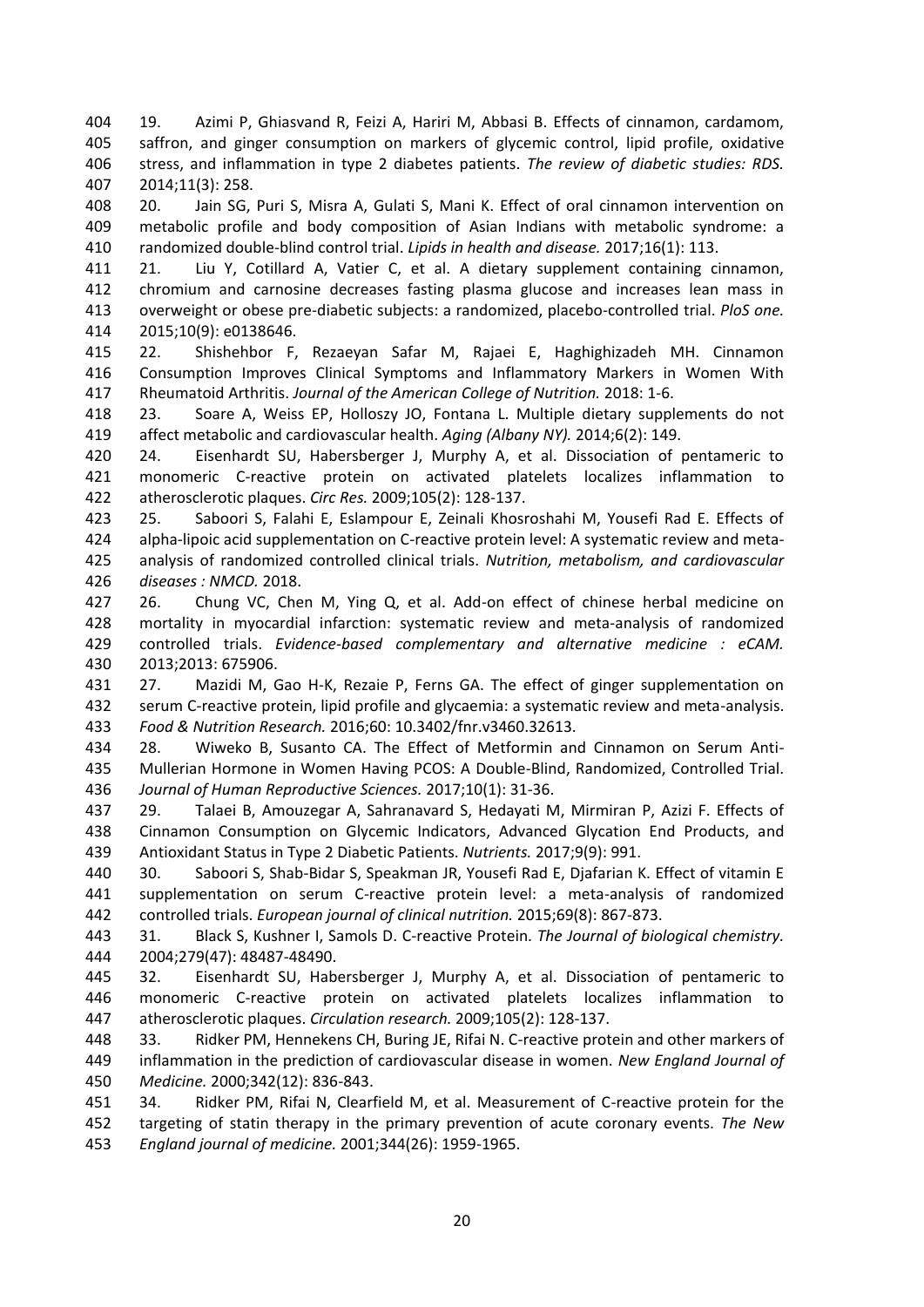19. Azimi P, Ghiasvand R, Feizi A, Hariri M, Abbasi B. Effects of cinnamon, cardamom, saffron, and ginger consumption on markers of glycemic control, lipid profile, oxidative stress, and inflammation in type 2 diabetes patients. *The review of diabetic studies: RDS.* 2014;11(3): 258.

20. Jain SG, Puri S, Misra A, Gulati S, Mani K. Effect of oral cinnamon intervention on metabolic profile and body composition of Asian Indians with metabolic syndrome: a randomized double-blind control trial. *Lipids in health and disease.* 2017;16(1): 113.

21. Liu Y, Cotillard A, Vatier C, et al. A dietary supplement containing cinnamon, chromium and carnosine decreases fasting plasma glucose and increases lean mass in overweight or obese pre-diabetic subjects: a randomized, placebo-controlled trial. *PloS one.* 2015;10(9): e0138646.

22. Shishehbor F, Rezaeyan Safar M, Rajaei E, Haghighizadeh MH. Cinnamon Consumption Improves Clinical Symptoms and Inflammatory Markers in Women With Rheumatoid Arthritis. *Journal of the American College of Nutrition.* 2018: 1-6.

23. Soare A, Weiss EP, Holloszy JO, Fontana L. Multiple dietary supplements do not affect metabolic and cardiovascular health. *Aging (Albany NY).* 2014;6(2): 149.

24. Eisenhardt SU, Habersberger J, Murphy A, et al. Dissociation of pentameric to monomeric C-reactive protein on activated platelets localizes inflammation to atherosclerotic plaques. *Circ Res.* 2009;105(2): 128-137.

25. Saboori S, Falahi E, Eslampour E, Zeinali Khosroshahi M, Yousefi Rad E. Effects of alpha-lipoic acid supplementation on C-reactive protein level: A systematic review and meta-analysis of randomized controlled clinical trials. *Nutrition, metabolism, and cardiovascular diseases : NMCD.* 2018.

26. Chung VC, Chen M, Ying Q, et al. Add-on effect of chinese herbal medicine on mortality in myocardial infarction: systematic review and meta-analysis of randomized controlled trials. *Evidence-based complementary and alternative medicine : eCAM.* 2013;2013: 675906.

27. Mazidi M, Gao H-K, Rezaie P, Ferns GA. The effect of ginger supplementation on serum C-reactive protein, lipid profile and glycaemia: a systematic review and meta-analysis. *Food & Nutrition Research.* 2016;60: 10.3402/fnr.v3460.32613.

28. Wiweko B, Susanto CA. The Effect of Metformin and Cinnamon on Serum Anti-Mullerian Hormone in Women Having PCOS: A Double-Blind, Randomized, Controlled Trial. *Journal of Human Reproductive Sciences.* 2017;10(1): 31-36.

29. Talaei B, Amouzegar A, Sahranavard S, Hedayati M, Mirmiran P, Azizi F. Effects of Cinnamon Consumption on Glycemic Indicators, Advanced Glycation End Products, and Antioxidant Status in Type 2 Diabetic Patients. *Nutrients.* 2017;9(9): 991.

30. Saboori S, Shab-Bidar S, Speakman JR, Yousefi Rad E, Djafarian K. Effect of vitamin E supplementation on serum C-reactive protein level: a meta-analysis of randomized controlled trials. *European journal of clinical nutrition.* 2015;69(8): 867-873.

31. Black S, Kushner I, Samols D. C-reactive Protein. *The Journal of biological chemistry.* 2004;279(47): 48487-48490.

32. Eisenhardt SU, Habersberger J, Murphy A, et al. Dissociation of pentameric to monomeric C-reactive protein on activated platelets localizes inflammation to atherosclerotic plaques. *Circulation research.* 2009;105(2): 128-137.

33. Ridker PM, Hennekens CH, Buring JE, Rifai N. C-reactive protein and other markers of inflammation in the prediction of cardiovascular disease in women. *New England Journal of Medicine.* 2000;342(12): 836-843.

34. Ridker PM, Rifai N, Clearfield M, et al. Measurement of C-reactive protein for the targeting of statin therapy in the primary prevention of acute coronary events. *The New England journal of medicine.* 2001;344(26): 1959-1965.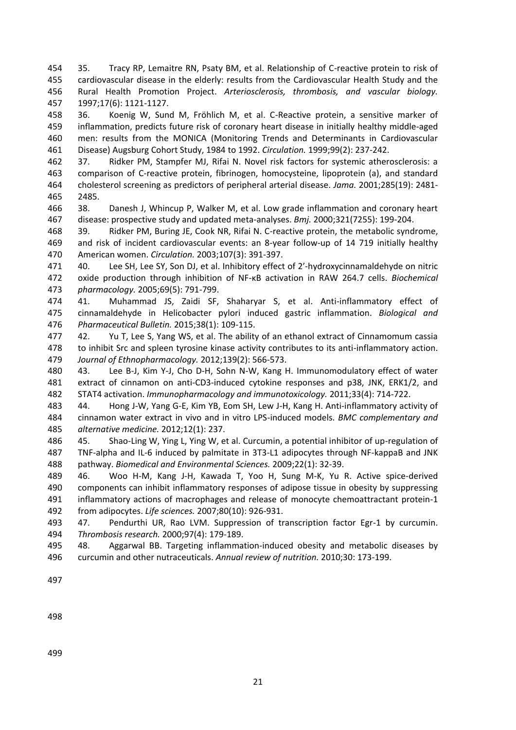35. Tracy RP, Lemaitre RN, Psaty BM, et al. Relationship of C-reactive protein to risk of cardiovascular disease in the elderly: results from the Cardiovascular Health Study and the Rural Health Promotion Project. *Arteriosclerosis, thrombosis, and vascular biology.* 1997;17(6): 1121-1127.

36. Koenig W, Sund M, Fröhlich M, et al. C-Reactive protein, a sensitive marker of inflammation, predicts future risk of coronary heart disease in initially healthy middle-aged men: results from the MONICA (Monitoring Trends and Determinants in Cardiovascular Disease) Augsburg Cohort Study, 1984 to 1992. *Circulation.* 1999;99(2): 237-242.

37. Ridker PM, Stampfer MJ, Rifai N. Novel risk factors for systemic atherosclerosis: a comparison of C-reactive protein, fibrinogen, homocysteine, lipoprotein (a), and standard cholesterol screening as predictors of peripheral arterial disease. *Jama.* 2001;285(19): 2481-2485.

38. Danesh J, Whincup P, Walker M, et al. Low grade inflammation and coronary heart disease: prospective study and updated meta-analyses. *Bmj.* 2000;321(7255): 199-204.

39. Ridker PM, Buring JE, Cook NR, Rifai N. C-reactive protein, the metabolic syndrome, and risk of incident cardiovascular events: an 8-year follow-up of 14 719 initially healthy American women. *Circulation.* 2003;107(3): 391-397.

40. Lee SH, Lee SY, Son DJ, et al. Inhibitory effect of 2′-hydroxycinnamaldehyde on nitric oxide production through inhibition of NF-κB activation in RAW 264.7 cells. *Biochemical pharmacology.* 2005;69(5): 791-799.

41. Muhammad JS, Zaidi SF, Shaharyar S, et al. Anti-inflammatory effect of cinnamaldehyde in Helicobacter pylori induced gastric inflammation. *Biological and Pharmaceutical Bulletin.* 2015;38(1): 109-115.

42. Yu T, Lee S, Yang WS, et al. The ability of an ethanol extract of Cinnamomum cassia to inhibit Src and spleen tyrosine kinase activity contributes to its anti-inflammatory action. *Journal of Ethnopharmacology.* 2012;139(2): 566-573.

43. Lee B-J, Kim Y-J, Cho D-H, Sohn N-W, Kang H. Immunomodulatory effect of water extract of cinnamon on anti-CD3-induced cytokine responses and p38, JNK, ERK1/2, and STAT4 activation. *Immunopharmacology and immunotoxicology.* 2011;33(4): 714-722.

44. Hong J-W, Yang G-E, Kim YB, Eom SH, Lew J-H, Kang H. Anti-inflammatory activity of cinnamon water extract in vivo and in vitro LPS-induced models. *BMC complementary and alternative medicine.* 2012;12(1): 237.

45. Shao-Ling W, Ying L, Ying W, et al. Curcumin, a potential inhibitor of up-regulation of TNF-alpha and IL-6 induced by palmitate in 3T3-L1 adipocytes through NF-kappaB and JNK pathway. *Biomedical and Environmental Sciences.* 2009;22(1): 32-39.

46. Woo H-M, Kang J-H, Kawada T, Yoo H, Sung M-K, Yu R. Active spice-derived components can inhibit inflammatory responses of adipose tissue in obesity by suppressing inflammatory actions of macrophages and release of monocyte chemoattractant protein-1 from adipocytes. *Life sciences.* 2007;80(10): 926-931.

47. Pendurthi UR, Rao LVM. Suppression of transcription factor Egr-1 by curcumin. *Thrombosis research.* 2000;97(4): 179-189.

48. Aggarwal BB. Targeting inflammation-induced obesity and metabolic diseases by curcumin and other nutraceuticals. *Annual review of nutrition.* 2010;30: 173-199.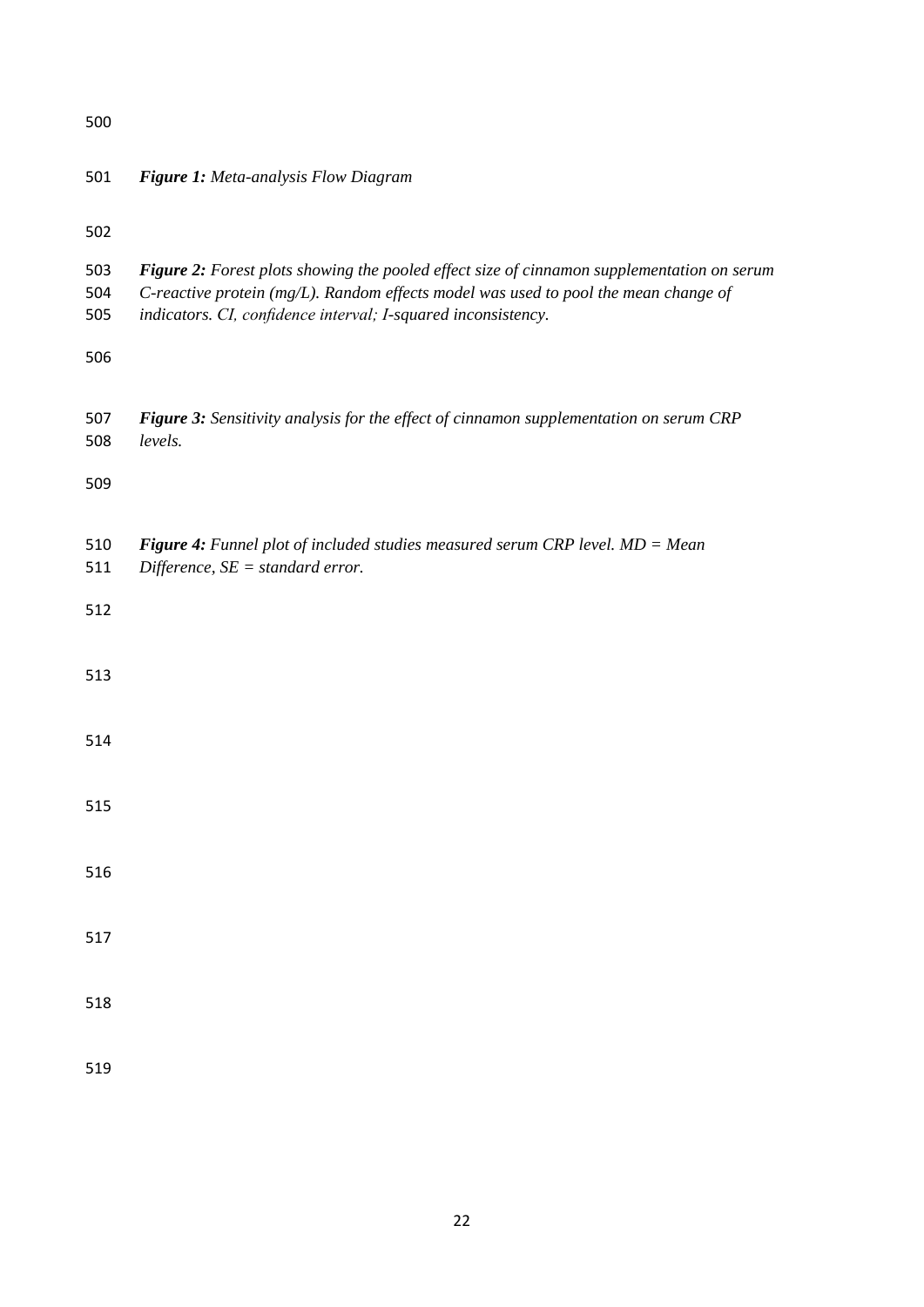***Figure 1:*** *Meta-analysis Flow Diagram*

***Figure 2:*** *Forest plots showing the pooled effect size of cinnamon supplementation on serum C-reactive protein (mg/L). Random effects model was used to pool the mean change of indicators. CI, confidence interval; I-squared inconsistency.*

***Figure 3:*** *Sensitivity analysis for the effect of cinnamon supplementation on serum CRP levels.*

***Figure 4:*** *Funnel plot of included studies measured serum CRP level. MD = Mean Difference, SE = standard error.*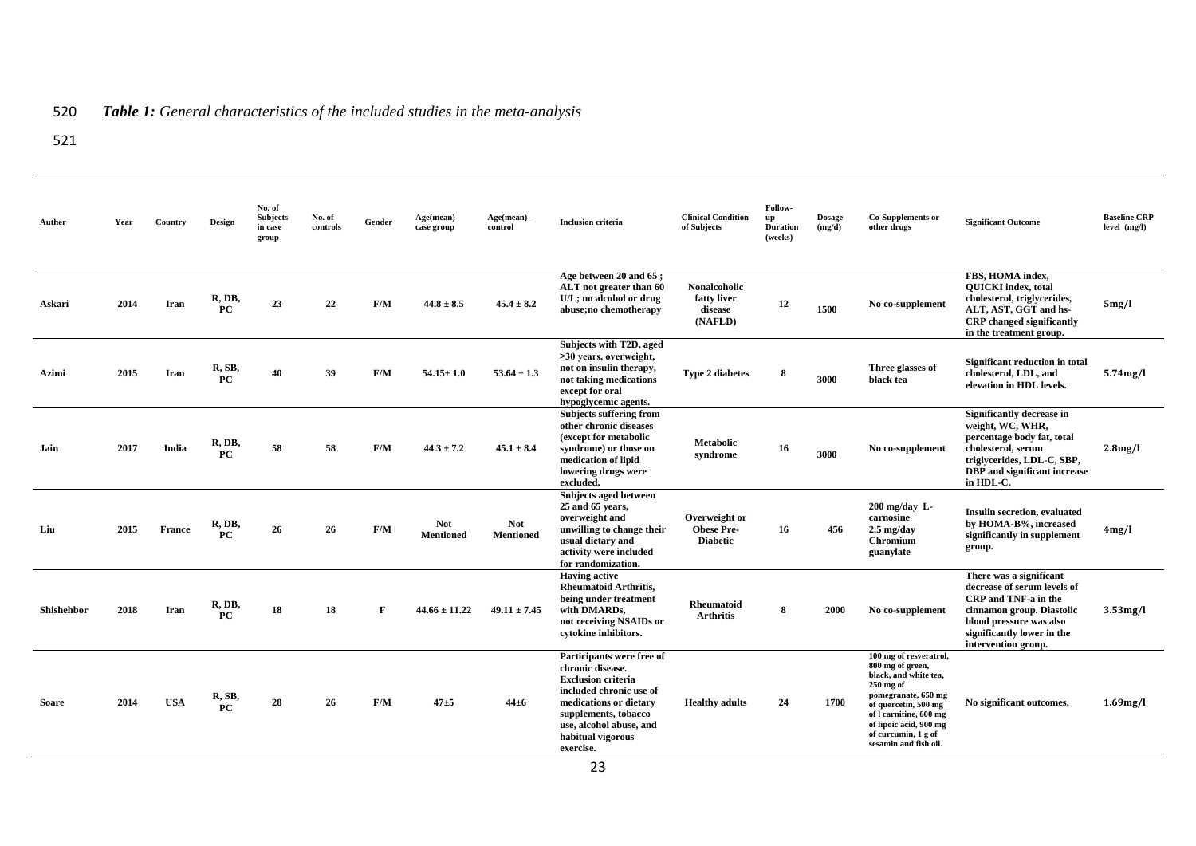*Table 1: General characteristics of the included studies in the meta-analysis*

| Auther | Year | Country | Design | No. of Subjects in case group | No. of controls | Gender | Age(mean)-case group | Age(mean)-control | Inclusion criteria | Clinical Condition of Subjects | Follow-up Duration (weeks) | Dosage (mg/d) | Co-Supplements or other drugs | Significant Outcome | Baseline CRP level (mg/l) |
|---|---|---|---|---|---|---|---|---|---|---|---|---|---|---|---|
| **Askari** | **2014** | **Iran** | **R, DB, PC** | **23** | **22** | **F/M** | **44.8 ± 8.5** | **45.4 ± 8.2** | **Age between 20 and 65 ; ALT not greater than 60 U/L; no alcohol or drug abuse;no chemotherapy** | **Nonalcoholic fatty liver disease (NAFLD)** | **12** | **1500** | **No co-supplement** | **FBS, HOMA index, QUICKI index, total cholesterol, triglycerides, ALT, AST, GGT and hs-CRP changed significantly in the treatment group.** | **5mg/l** |
| **Azimi** | **2015** | **Iran** | **R, SB, PC** | **40** | **39** | **F/M** | **54.15± 1.0** | **53.64 ± 1.3** | **Subjects with T2D, aged ≥30 years, overweight, not on insulin therapy, not taking medications except for oral hypoglycemic agents.** | **Type 2 diabetes** | **8** | **3000** | **Three glasses of black tea** | **Significant reduction in total cholesterol, LDL, and elevation in HDL levels.** | **5.74mg/l** |
| **Jain** | **2017** | **India** | **R, DB, PC** | **58** | **58** | **F/M** | **44.3 ± 7.2** | **45.1 ± 8.4** | **Subjects suffering from other chronic diseases (except for metabolic syndrome) or those on medication of lipid lowering drugs were excluded.** | **Metabolic syndrome** | **16** | **3000** | **No co-supplement** | **Significantly decrease in weight, WC, WHR, percentage body fat, total cholesterol, serum triglycerides, LDL-C, SBP, DBP and significant increase in HDL-C.** | **2.8mg/l** |
| **Liu** | **2015** | **France** | **R, DB, PC** | **26** | **26** | **F/M** | **Not Mentioned** | **Not Mentioned** | **Subjects aged between 25 and 65 years, overweight and unwilling to change their usual dietary and activity were included for randomization.** | **Overweight or Obese Pre-Diabetic** | **16** | **456** | **200 mg/day L-carnosine 2.5 mg/day Chromium guanylate** | **Insulin secretion, evaluated by HOMA-B%, increased significantly in supplement group.** | **4mg/l** |
| **Shishehbor** | **2018** | **Iran** | **R, DB, PC** | **18** | **18** | **F** | **44.66 ± 11.22** | **49.11 ± 7.45** | **Having active Rheumatoid Arthritis, being under treatment with DMARDs, not receiving NSAIDs or cytokine inhibitors.** | **Rheumatoid Arthritis** | **8** | **2000** | **No co-supplement** | **There was a significant decrease of serum levels of CRP and TNF-a in the cinnamon group. Diastolic blood pressure was also significantly lower in the intervention group.** | **3.53mg/l** |
| **Soare** | **2014** | **USA** | **R, SB, PC** | **28** | **26** | **F/M** | **47±5** | **44±6** | **Participants were free of chronic disease. Exclusion criteria included chronic use of medications or dietary supplements, tobacco use, alcohol abuse, and habitual vigorous exercise.** | **Healthy adults** | **24** | **1700** | **100 mg of resveratrol, 800 mg of green, black, and white tea, 250 mg of pomegranate, 650 mg of quercetin, 500 mg of l carnitine, 600 mg of lipoic acid, 900 mg of curcumin, 1 g of sesamin and fish oil.** | **No significant outcomes.** | **1.69mg/l** |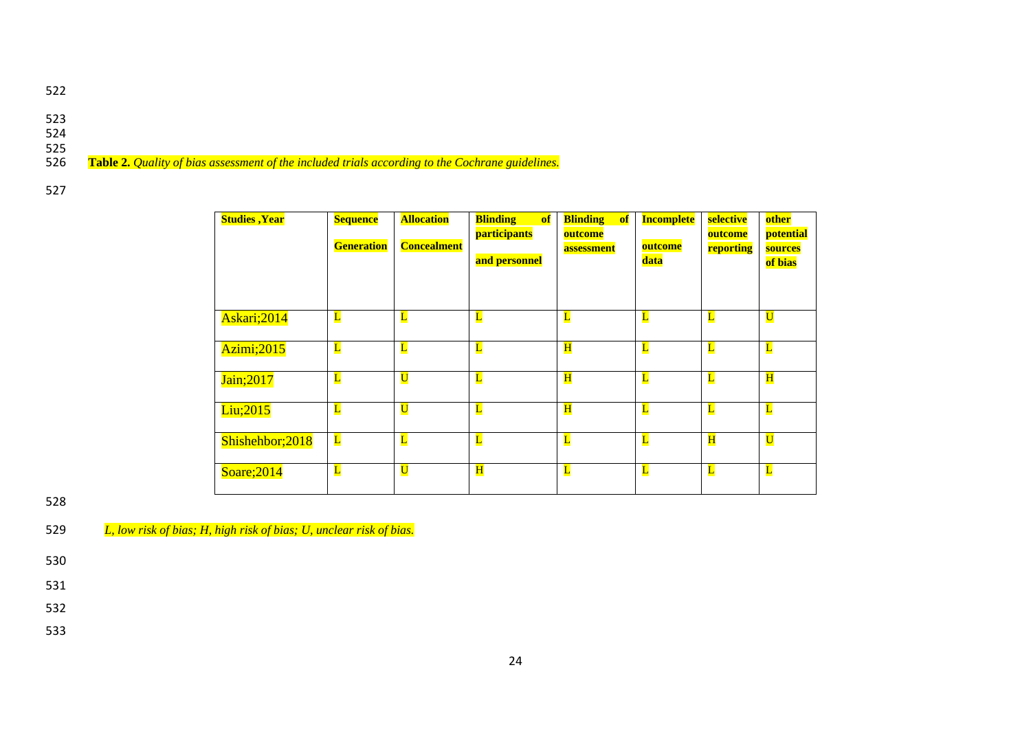**Table 2.** *Quality of bias assessment of the included trials according to the Cochrane guidelines.*

| Studies ,Year | Sequence Generation | Allocation Concealment | Blinding of participants and personnel | Blinding of outcome assessment | Incomplete outcome data | selective outcome reporting | other potential sources of bias |
|---|---|---|---|---|---|---|---|
| Askari;2014 | L | L | L | L | L | L | U |
| Azimi;2015 | L | L | L | H | L | L | L |
| Jain;2017 | L | U | L | H | L | L | H |
| Liu;2015 | L | U | L | H | L | L | L |
| Shishehbor;2018 | L | L | L | L | L | H | U |
| Soare;2014 | L | U | H | L | L | L | L |

*L, low risk of bias; H, high risk of bias; U, unclear risk of bias.*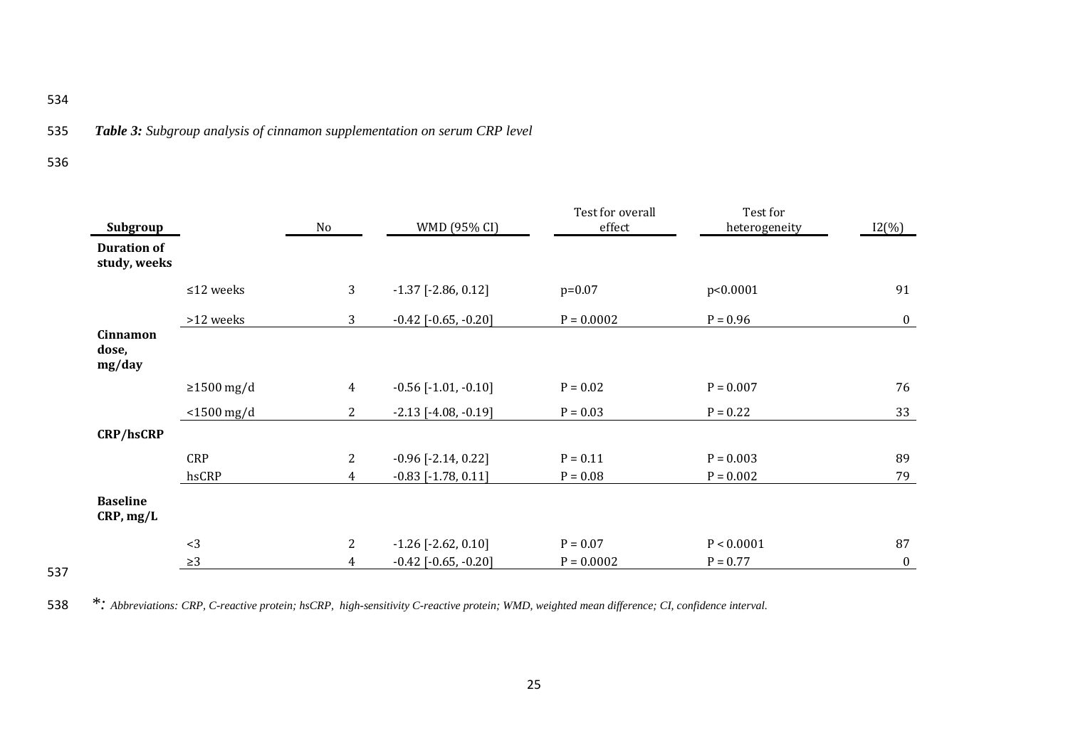***Table 3:*** *Subgroup analysis of cinnamon supplementation on serum CRP level*

| Subgroup | | No | WMD (95% CI) | Test for overall effect | Test for heterogeneity | I2(%) |
|---|---|---|---|---|---|---|
| **Duration of study, weeks** | | | | | | |
| | ≤12 weeks | 3 | -1.37 [-2.86, 0.12] | p=0.07 | p<0.0001 | 91 |
| | >12 weeks | 3 | -0.42 [-0.65, -0.20] | P = 0.0002 | P = 0.96 | 0 |
| **Cinnamon dose, mg/day** | | | | | | |
| | ≥1500 mg/d | 4 | -0.56 [-1.01, -0.10] | P = 0.02 | P = 0.007 | 76 |
| | <1500 mg/d | 2 | -2.13 [-4.08, -0.19] | P = 0.03 | P = 0.22 | 33 |
| **CRP/hsCRP** | | | | | | |
| | CRP | 2 | -0.96 [-2.14, 0.22] | P = 0.11 | P = 0.003 | 89 |
| | hsCRP | 4 | -0.83 [-1.78, 0.11] | P = 0.08 | P = 0.002 | 79 |
| **Baseline CRP, mg/L** | | | | | | |
| | <3 | 2 | -1.26 [-2.62, 0.10] | P = 0.07 | P < 0.0001 | 87 |
| | ≥3 | 4 | -0.42 [-0.65, -0.20] | P = 0.0002 | P = 0.77 | 0 |

*: *Abbreviations: CRP, C-reactive protein; hsCRP, high-sensitivity C-reactive protein; WMD, weighted mean difference; CI, confidence interval.*